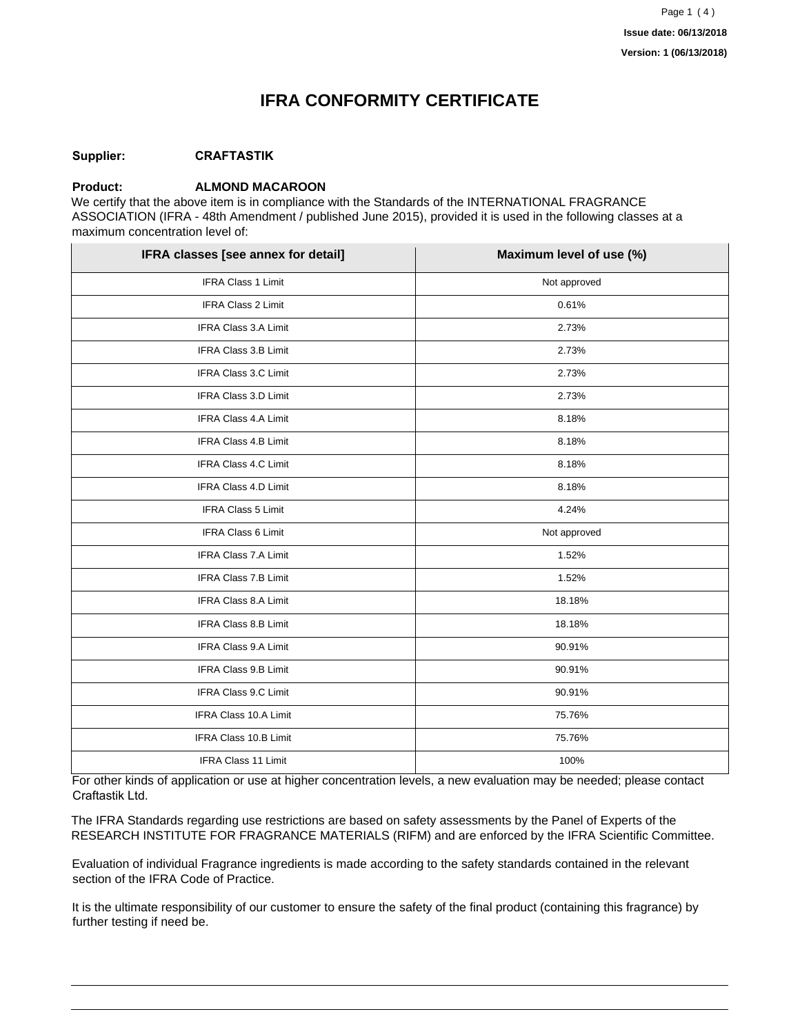Issue date: 06/13/2018

Version: 1 (06/13/2018)

# IFRA CONFORMITY CERTIFICATE

**Supplier:** **CRAFTASTIK**

**Product:** **ALMOND MACAROON**

We certify that the above item is in compliance with the Standards of the INTERNATIONAL FRAGRANCE ASSOCIATION (IFRA - 48th Amendment / published June 2015), provided it is used in the following classes at a maximum concentration level of:

| IFRA classes [see annex for detail] | Maximum level of use (%) |
| --- | --- |
| IFRA Class 1 Limit | Not approved |
| IFRA Class 2 Limit | 0.61% |
| IFRA Class 3.A Limit | 2.73% |
| IFRA Class 3.B Limit | 2.73% |
| IFRA Class 3.C Limit | 2.73% |
| IFRA Class 3.D Limit | 2.73% |
| IFRA Class 4.A Limit | 8.18% |
| IFRA Class 4.B Limit | 8.18% |
| IFRA Class 4.C Limit | 8.18% |
| IFRA Class 4.D Limit | 8.18% |
| IFRA Class 5 Limit | 4.24% |
| IFRA Class 6 Limit | Not approved |
| IFRA Class 7.A Limit | 1.52% |
| IFRA Class 7.B Limit | 1.52% |
| IFRA Class 8.A Limit | 18.18% |
| IFRA Class 8.B Limit | 18.18% |
| IFRA Class 9.A Limit | 90.91% |
| IFRA Class 9.B Limit | 90.91% |
| IFRA Class 9.C Limit | 90.91% |
| IFRA Class 10.A Limit | 75.76% |
| IFRA Class 10.B Limit | 75.76% |
| IFRA Class 11 Limit | 100% |

For other kinds of application or use at higher concentration levels, a new evaluation may be needed; please contact Craftastik Ltd.

The IFRA Standards regarding use restrictions are based on safety assessments by the Panel of Experts of the RESEARCH INSTITUTE FOR FRAGRANCE MATERIALS (RIFM) and are enforced by the IFRA Scientific Committee.

Evaluation of individual Fragrance ingredients is made according to the safety standards contained in the relevant section of the IFRA Code of Practice.

It is the ultimate responsibility of our customer to ensure the safety of the final product (containing this fragrance) by further testing if need be.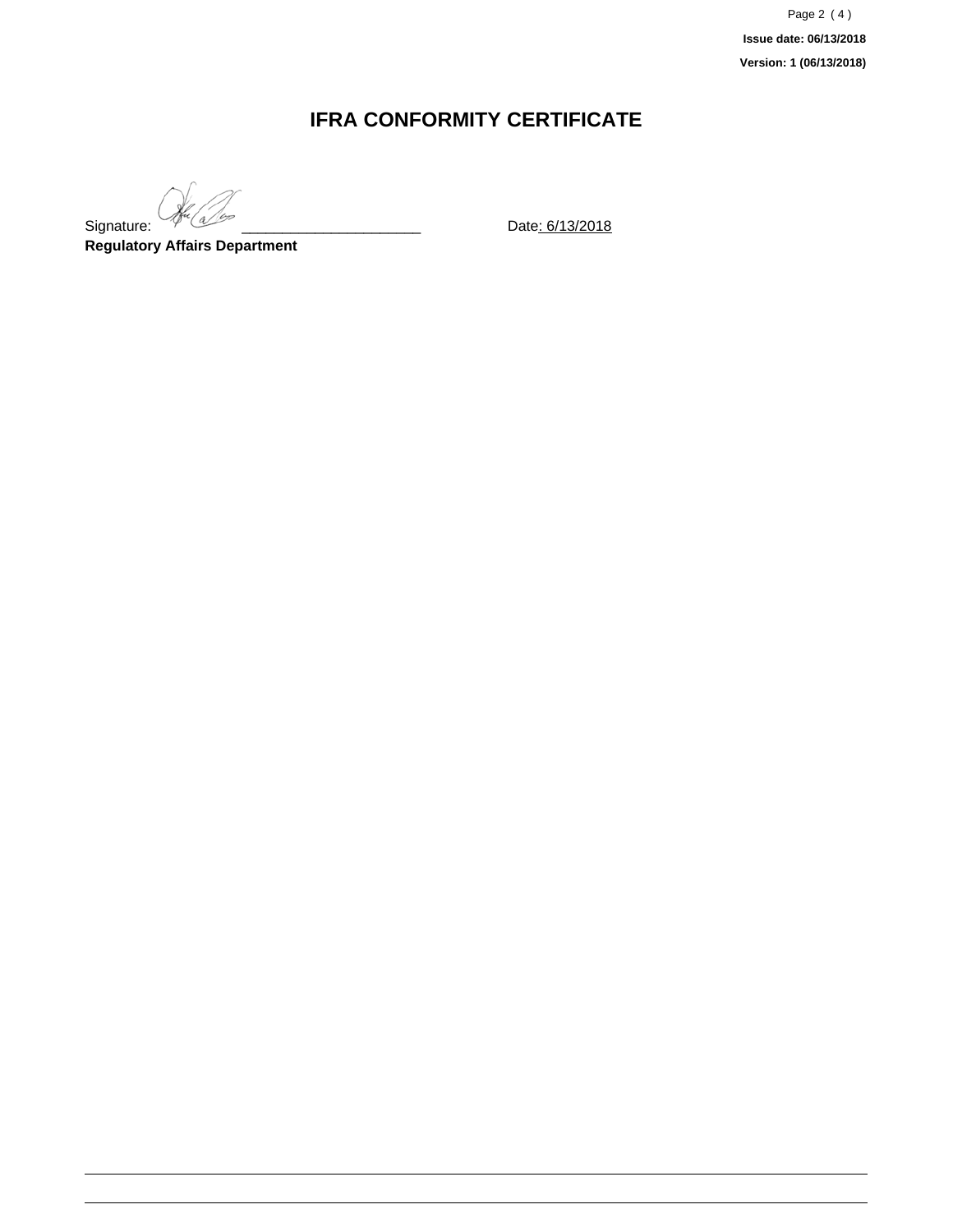Issue date: 06/13/2018

Version: 1 (06/13/2018)

# IFRA CONFORMITY CERTIFICATE

Signature: ______________________ Date: 6/13/2018

**Regulatory Affairs Department**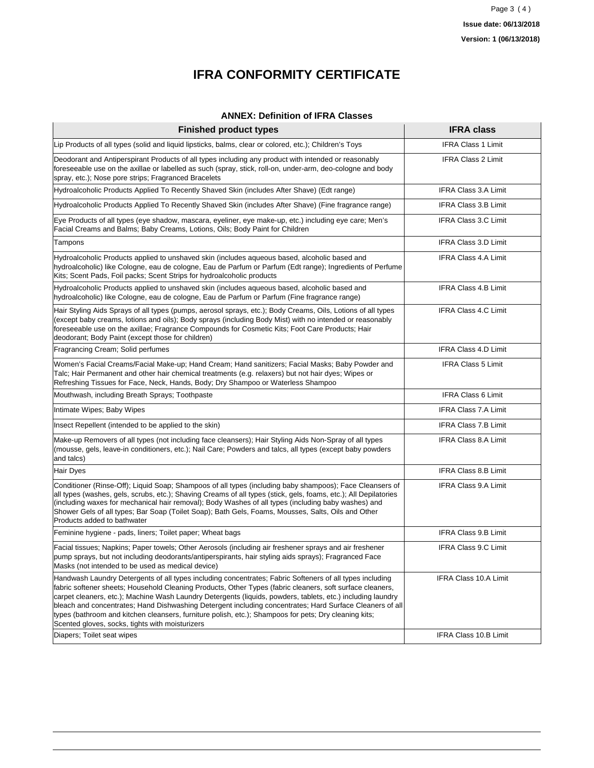# IFRA CONFORMITY CERTIFICATE

### ANNEX: Definition of IFRA Classes

| Finished product types | IFRA class |
|---|---|
| Lip Products of all types (solid and liquid lipsticks, balms, clear or colored, etc.); Children's Toys | IFRA Class 1 Limit |
| Deodorant and Antiperspirant Products of all types including any product with intended or reasonably foreseeable use on the axillae or labelled as such (spray, stick, roll-on, under-arm, deo-cologne and body spray, etc.); Nose pore strips; Fragranced Bracelets | IFRA Class 2 Limit |
| Hydroalcoholic Products Applied To Recently Shaved Skin (includes After Shave) (Edt range) | IFRA Class 3.A Limit |
| Hydroalcoholic Products Applied To Recently Shaved Skin (includes After Shave) (Fine fragrance range) | IFRA Class 3.B Limit |
| Eye Products of all types (eye shadow, mascara, eyeliner, eye make-up, etc.) including eye care; Men's Facial Creams and Balms; Baby Creams, Lotions, Oils; Body Paint for Children | IFRA Class 3.C Limit |
| Tampons | IFRA Class 3.D Limit |
| Hydroalcoholic Products applied to unshaved skin (includes aqueous based, alcoholic based and hydroalcoholic) like Cologne, eau de cologne, Eau de Parfum or Parfum (Edt range); Ingredients of Perfume Kits; Scent Pads, Foil packs; Scent Strips for hydroalcoholic products | IFRA Class 4.A Limit |
| Hydroalcoholic Products applied to unshaved skin (includes aqueous based, alcoholic based and hydroalcoholic) like Cologne, eau de cologne, Eau de Parfum or Parfum (Fine fragrance range) | IFRA Class 4.B Limit |
| Hair Styling Aids Sprays of all types (pumps, aerosol sprays, etc.); Body Creams, Oils, Lotions of all types (except baby creams, lotions and oils); Body sprays (including Body Mist) with no intended or reasonably foreseeable use on the axillae; Fragrance Compounds for Cosmetic Kits; Foot Care Products; Hair deodorant; Body Paint (except those for children) | IFRA Class 4.C Limit |
| Fragrancing Cream; Solid perfumes | IFRA Class 4.D Limit |
| Women's Facial Creams/Facial Make-up; Hand Cream; Hand sanitizers; Facial Masks; Baby Powder and Talc; Hair Permanent and other hair chemical treatments (e.g. relaxers) but not hair dyes; Wipes or Refreshing Tissues for Face, Neck, Hands, Body; Dry Shampoo or Waterless Shampoo | IFRA Class 5 Limit |
| Mouthwash, including Breath Sprays; Toothpaste | IFRA Class 6 Limit |
| Intimate Wipes; Baby Wipes | IFRA Class 7.A Limit |
| Insect Repellent (intended to be applied to the skin) | IFRA Class 7.B Limit |
| Make-up Removers of all types (not including face cleansers); Hair Styling Aids Non-Spray of all types (mousse, gels, leave-in conditioners, etc.); Nail Care; Powders and talcs, all types (except baby powders and talcs) | IFRA Class 8.A Limit |
| Hair Dyes | IFRA Class 8.B Limit |
| Conditioner (Rinse-Off); Liquid Soap; Shampoos of all types (including baby shampoos); Face Cleansers of all types (washes, gels, scrubs, etc.); Shaving Creams of all types (stick, gels, foams, etc.); All Depilatories (including waxes for mechanical hair removal); Body Washes of all types (including baby washes) and Shower Gels of all types; Bar Soap (Toilet Soap); Bath Gels, Foams, Mousses, Salts, Oils and Other Products added to bathwater | IFRA Class 9.A Limit |
| Feminine hygiene - pads, liners; Toilet paper; Wheat bags | IFRA Class 9.B Limit |
| Facial tissues; Napkins; Paper towels; Other Aerosols (including air freshener sprays and air freshener pump sprays, but not including deodorants/antiperspirants, hair styling aids sprays); Fragranced Face Masks (not intended to be used as medical device) | IFRA Class 9.C Limit |
| Handwash Laundry Detergents of all types including concentrates; Fabric Softeners of all types including fabric softener sheets; Household Cleaning Products, Other Types (fabric cleaners, soft surface cleaners, carpet cleaners, etc.); Machine Wash Laundry Detergents (liquids, powders, tablets, etc.) including laundry bleach and concentrates; Hand Dishwashing Detergent including concentrates; Hard Surface Cleaners of all types (bathroom and kitchen cleansers, furniture polish, etc.); Shampoos for pets; Dry cleaning kits; Scented gloves, socks, tights with moisturizers | IFRA Class 10.A Limit |
| Diapers; Toilet seat wipes | IFRA Class 10.B Limit |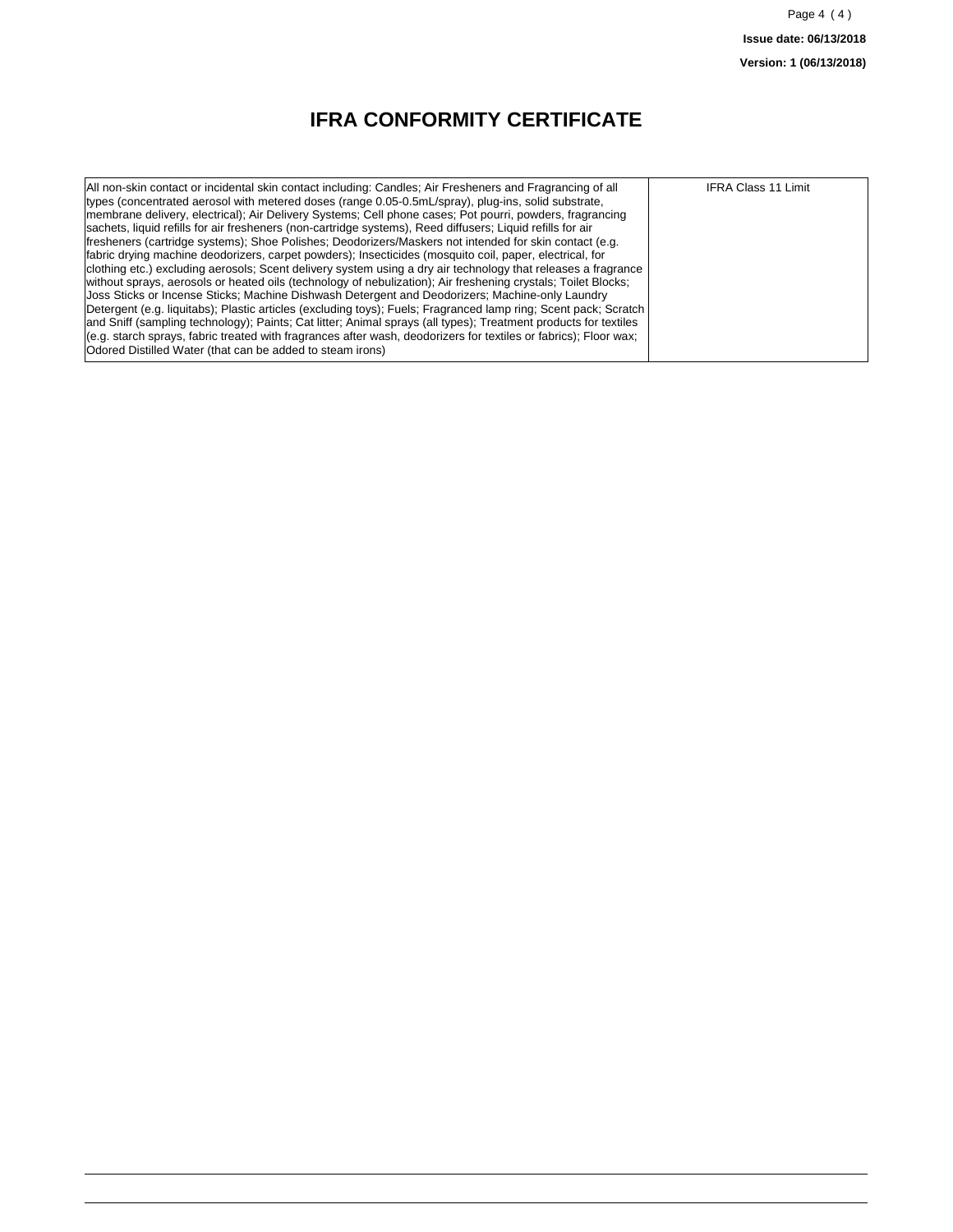# IFRA CONFORMITY CERTIFICATE

| | |
|---|---|
| All non-skin contact or incidental skin contact including: Candles; Air Fresheners and Fragrancing of all types (concentrated aerosol with metered doses (range 0.05-0.5mL/spray), plug-ins, solid substrate, membrane delivery, electrical); Air Delivery Systems; Cell phone cases; Pot pourri, powders, fragrancing sachets, liquid refills for air fresheners (non-cartridge systems), Reed diffusers; Liquid refills for air fresheners (cartridge systems); Shoe Polishes; Deodorizers/Maskers not intended for skin contact (e.g. fabric drying machine deodorizers, carpet powders); Insecticides (mosquito coil, paper, electrical, for clothing etc.) excluding aerosols; Scent delivery system using a dry air technology that releases a fragrance without sprays, aerosols or heated oils (technology of nebulization); Air freshening crystals; Toilet Blocks; Joss Sticks or Incense Sticks; Machine Dishwash Detergent and Deodorizers; Machine-only Laundry Detergent (e.g. liquitabs); Plastic articles (excluding toys); Fuels; Fragranced lamp ring; Scent pack; Scratch and Sniff (sampling technology); Paints; Cat litter; Animal sprays (all types); Treatment products for textiles (e.g. starch sprays, fabric treated with fragrances after wash, deodorizers for textiles or fabrics); Floor wax; Odored Distilled Water (that can be added to steam irons) | IFRA Class 11 Limit |